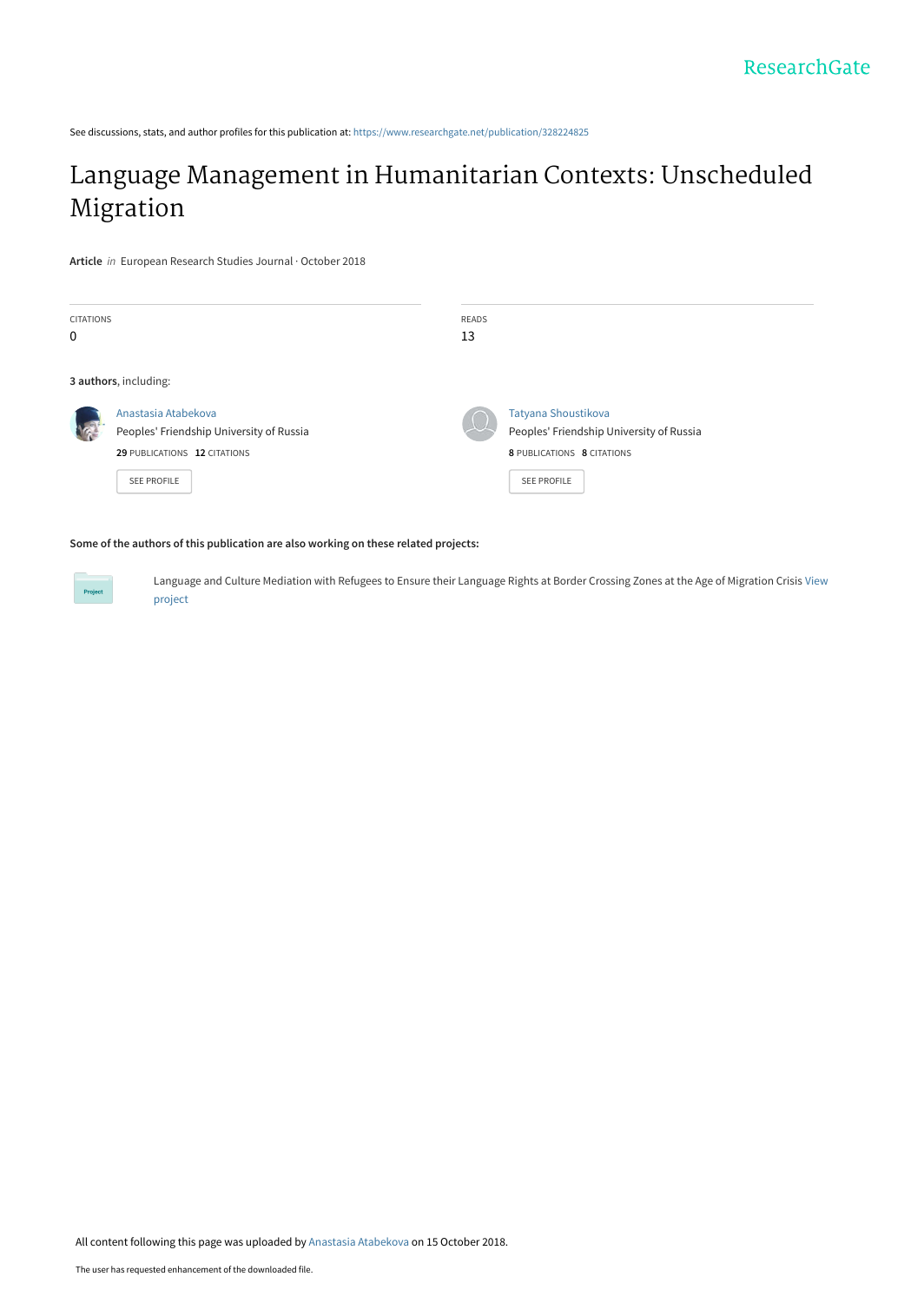ResearchGate

See discussions, stats, and author profiles for this publication at: https://www.researchgate.net/publication/328224825

# Language Management in Humanitarian Contexts: Unscheduled Migration

**Article** *in* European Research Studies Journal · October 2018

CITATIONS
0

READS
13

**3 authors**, including:

Anastasia Atabekova
Peoples' Friendship University of Russia
**29** PUBLICATIONS **12** CITATIONS
SEE PROFILE

Tatyana Shoustikova
Peoples' Friendship University of Russia
**8** PUBLICATIONS **8** CITATIONS
SEE PROFILE

**Some of the authors of this publication are also working on these related projects:**

Project: Language and Culture Mediation with Refugees to Ensure their Language Rights at Border Crossing Zones at the Age of Migration Crisis View project

All content following this page was uploaded by Anastasia Atabekova on 15 October 2018.

The user has requested enhancement of the downloaded file.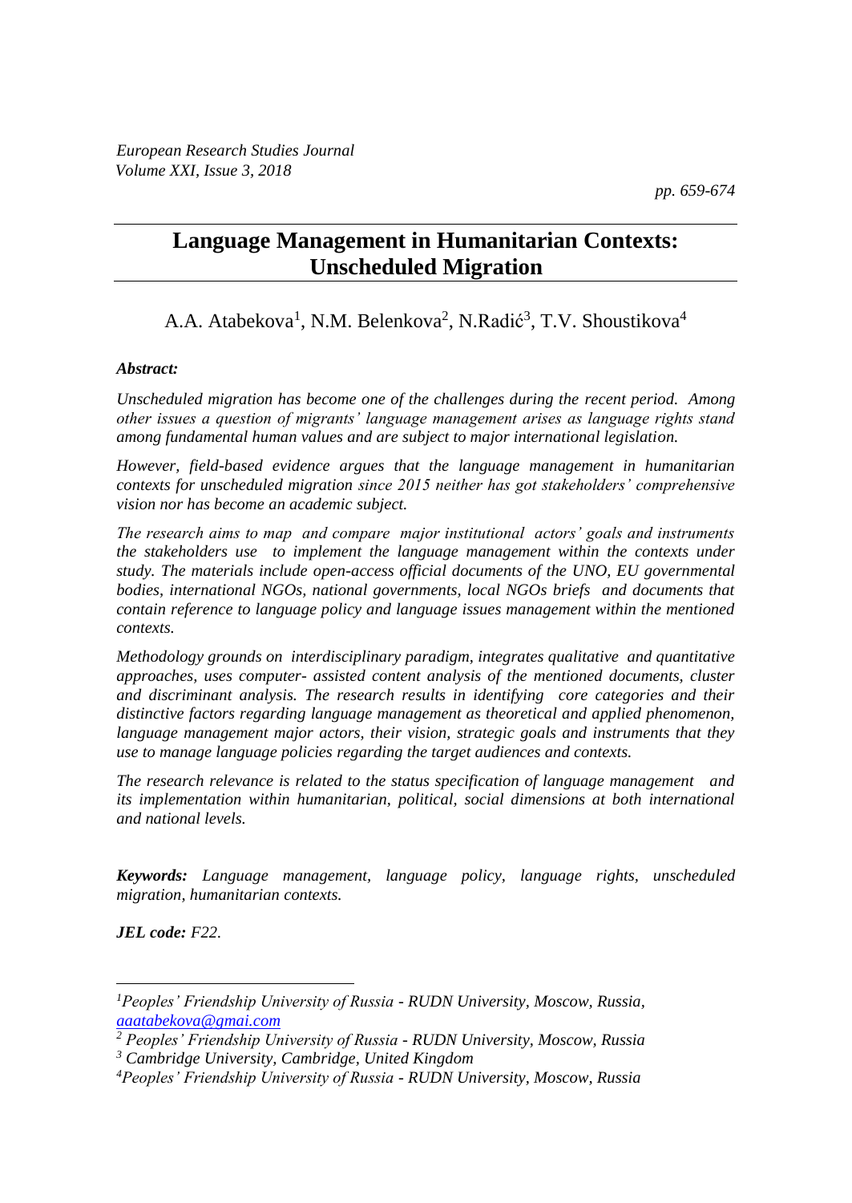# Language Management in Humanitarian Contexts: Unscheduled Migration

A.A. Atabekova[1], N.M. Belenkova[2], N.Radić[3], T.V. Shoustikova[4]

***Abstract:***

*Unscheduled migration has become one of the challenges during the recent period. Among other issues a question of migrants' language management arises as language rights stand among fundamental human values and are subject to major international legislation.*

*However, field-based evidence argues that the language management in humanitarian contexts for unscheduled migration since 2015 neither has got stakeholders' comprehensive vision nor has become an academic subject.*

*The research aims to map and compare major institutional actors' goals and instruments the stakeholders use to implement the language management within the contexts under study. The materials include open-access official documents of the UNO, EU governmental bodies, international NGOs, national governments, local NGOs briefs and documents that contain reference to language policy and language issues management within the mentioned contexts.*

*Methodology grounds on interdisciplinary paradigm, integrates qualitative and quantitative approaches, uses computer- assisted content analysis of the mentioned documents, cluster and discriminant analysis. The research results in identifying core categories and their distinctive factors regarding language management as theoretical and applied phenomenon, language management major actors, their vision, strategic goals and instruments that they use to manage language policies regarding the target audiences and contexts.*

*The research relevance is related to the status specification of language management and its implementation within humanitarian, political, social dimensions at both international and national levels.*

***Keywords:*** *Language management, language policy, language rights, unscheduled migration, humanitarian contexts.*

***JEL code:*** *F22.*

---

[1] *Peoples' Friendship University of Russia - RUDN University, Moscow, Russia, aaatabekova@gmai.com*

[2] *Peoples' Friendship University of Russia - RUDN University, Moscow, Russia*

[3] *Cambridge University, Cambridge, United Kingdom*

[4] *Peoples' Friendship University of Russia - RUDN University, Moscow, Russia*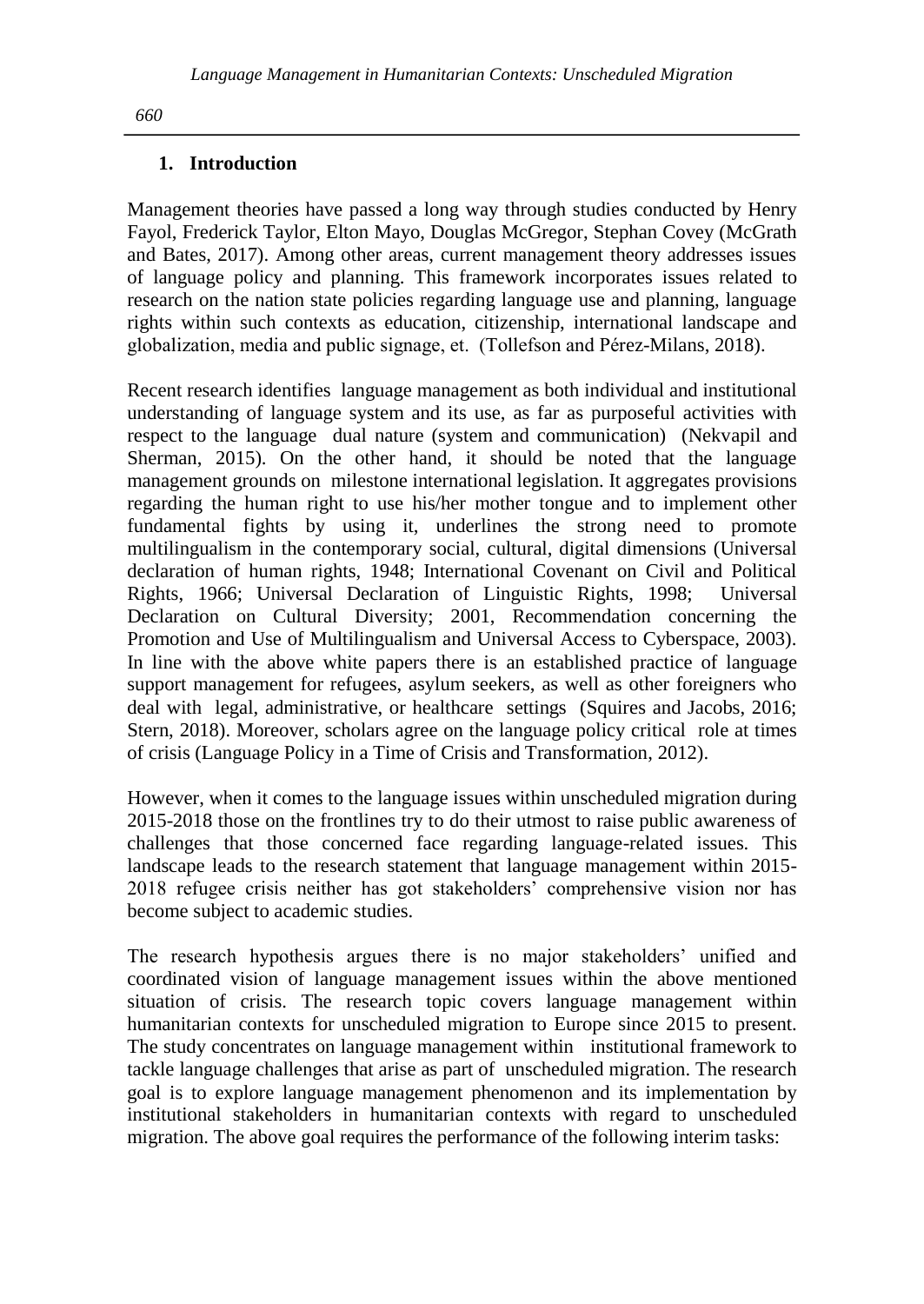## 1. Introduction

Management theories have passed a long way through studies conducted by Henry Fayol, Frederick Taylor, Elton Mayo, Douglas McGregor, Stephan Covey (McGrath and Bates, 2017). Among other areas, current management theory addresses issues of language policy and planning. This framework incorporates issues related to research on the nation state policies regarding language use and planning, language rights within such contexts as education, citizenship, international landscape and globalization, media and public signage, et. (Tollefson and Pérez-Milans, 2018).

Recent research identifies language management as both individual and institutional understanding of language system and its use, as far as purposeful activities with respect to the language dual nature (system and communication) (Nekvapil and Sherman, 2015). On the other hand, it should be noted that the language management grounds on milestone international legislation. It aggregates provisions regarding the human right to use his/her mother tongue and to implement other fundamental fights by using it, underlines the strong need to promote multilingualism in the contemporary social, cultural, digital dimensions (Universal declaration of human rights, 1948; International Covenant on Civil and Political Rights, 1966; Universal Declaration of Linguistic Rights, 1998; Universal Declaration on Cultural Diversity; 2001, Recommendation concerning the Promotion and Use of Multilingualism and Universal Access to Cyberspace, 2003). In line with the above white papers there is an established practice of language support management for refugees, asylum seekers, as well as other foreigners who deal with legal, administrative, or healthcare settings (Squires and Jacobs, 2016; Stern, 2018). Moreover, scholars agree on the language policy critical role at times of crisis (Language Policy in a Time of Crisis and Transformation, 2012).

However, when it comes to the language issues within unscheduled migration during 2015-2018 those on the frontlines try to do their utmost to raise public awareness of challenges that those concerned face regarding language-related issues. This landscape leads to the research statement that language management within 2015-2018 refugee crisis neither has got stakeholders' comprehensive vision nor has become subject to academic studies.

The research hypothesis argues there is no major stakeholders' unified and coordinated vision of language management issues within the above mentioned situation of crisis. The research topic covers language management within humanitarian contexts for unscheduled migration to Europe since 2015 to present. The study concentrates on language management within institutional framework to tackle language challenges that arise as part of unscheduled migration. The research goal is to explore language management phenomenon and its implementation by institutional stakeholders in humanitarian contexts with regard to unscheduled migration. The above goal requires the performance of the following interim tasks: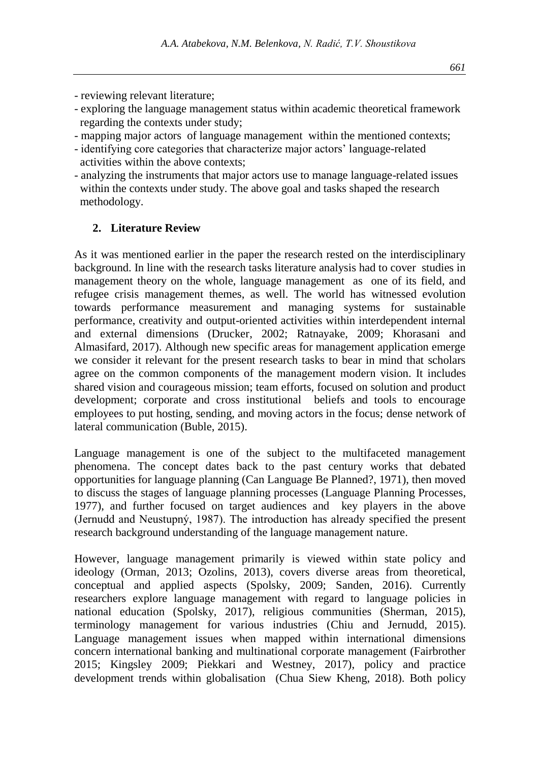- reviewing relevant literature;
- exploring the language management status within academic theoretical framework regarding the contexts under study;
- mapping major actors of language management within the mentioned contexts;
- identifying core categories that characterize major actors' language-related activities within the above contexts;
- analyzing the instruments that major actors use to manage language-related issues within the contexts under study. The above goal and tasks shaped the research methodology.

## 2. Literature Review

As it was mentioned earlier in the paper the research rested on the interdisciplinary background. In line with the research tasks literature analysis had to cover studies in management theory on the whole, language management as one of its field, and refugee crisis management themes, as well. The world has witnessed evolution towards performance measurement and managing systems for sustainable performance, creativity and output-oriented activities within interdependent internal and external dimensions (Drucker, 2002; Ratnayake, 2009; Khorasani and Almasifard, 2017). Although new specific areas for management application emerge we consider it relevant for the present research tasks to bear in mind that scholars agree on the common components of the management modern vision. It includes shared vision and courageous mission; team efforts, focused on solution and product development; corporate and cross institutional beliefs and tools to encourage employees to put hosting, sending, and moving actors in the focus; dense network of lateral communication (Buble, 2015).

Language management is one of the subject to the multifaceted management phenomena. The concept dates back to the past century works that debated opportunities for language planning (Can Language Be Planned?, 1971), then moved to discuss the stages of language planning processes (Language Planning Processes, 1977), and further focused on target audiences and key players in the above (Jernudd and Neustupný, 1987). The introduction has already specified the present research background understanding of the language management nature.

However, language management primarily is viewed within state policy and ideology (Orman, 2013; Ozolins, 2013), covers diverse areas from theoretical, conceptual and applied aspects (Spolsky, 2009; Sanden, 2016). Currently researchers explore language management with regard to language policies in national education (Spolsky, 2017), religious communities (Sherman, 2015), terminology management for various industries (Chiu and Jernudd, 2015). Language management issues when mapped within international dimensions concern international banking and multinational corporate management (Fairbrother 2015; Kingsley 2009; Piekkari and Westney, 2017), policy and practice development trends within globalisation (Chua Siew Kheng, 2018). Both policy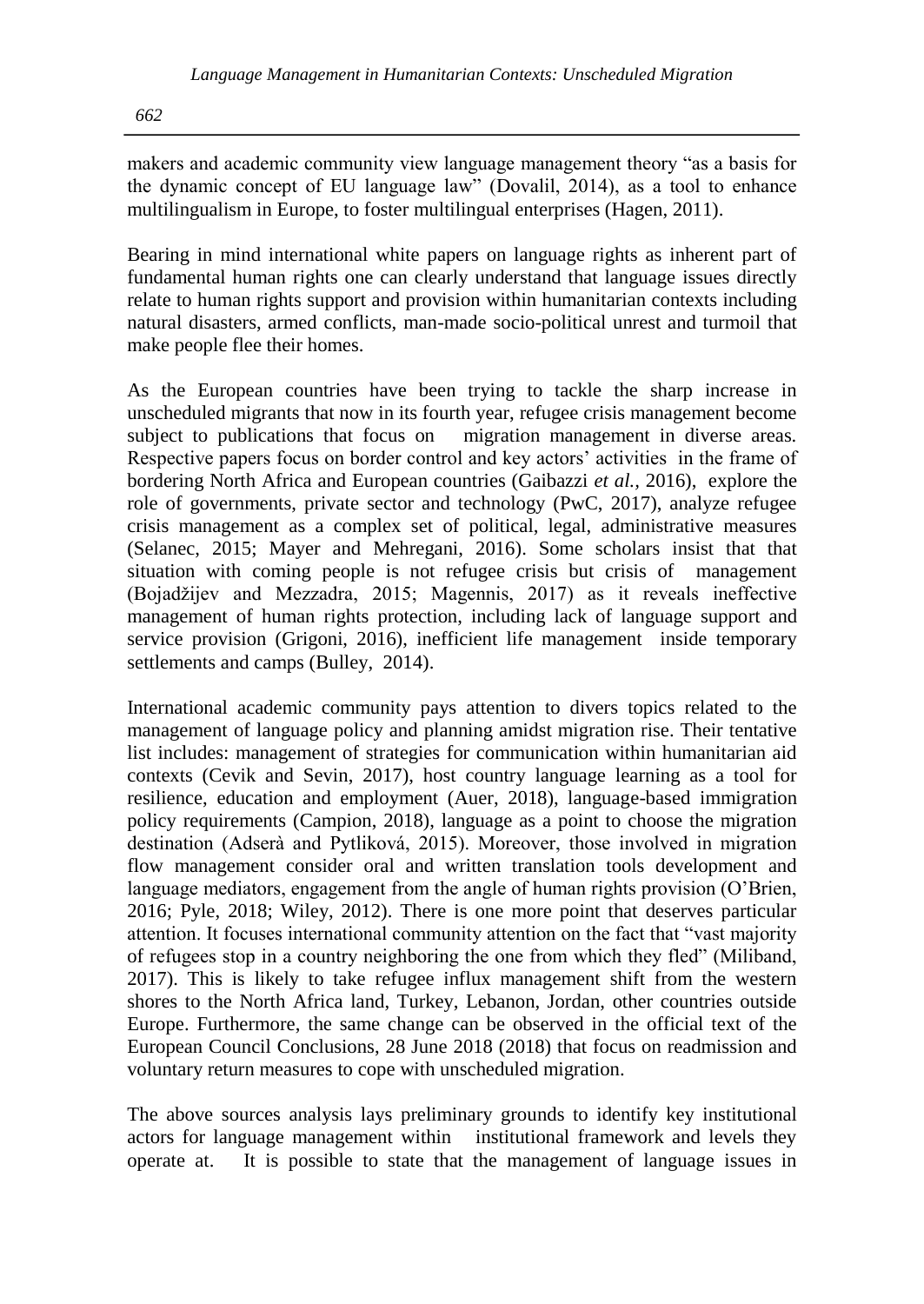makers and academic community view language management theory "as a basis for the dynamic concept of EU language law" (Dovalil, 2014), as a tool to enhance multilingualism in Europe, to foster multilingual enterprises (Hagen, 2011).

Bearing in mind international white papers on language rights as inherent part of fundamental human rights one can clearly understand that language issues directly relate to human rights support and provision within humanitarian contexts including natural disasters, armed conflicts, man-made socio-political unrest and turmoil that make people flee their homes.

As the European countries have been trying to tackle the sharp increase in unscheduled migrants that now in its fourth year, refugee crisis management become subject to publications that focus on migration management in diverse areas. Respective papers focus on border control and key actors' activities in the frame of bordering North Africa and European countries (Gaibazzi *et al.*, 2016), explore the role of governments, private sector and technology (PwC, 2017), analyze refugee crisis management as a complex set of political, legal, administrative measures (Selanec, 2015; Mayer and Mehregani, 2016). Some scholars insist that that situation with coming people is not refugee crisis but crisis of management (Bojadžijev and Mezzadra, 2015; Magennis, 2017) as it reveals ineffective management of human rights protection, including lack of language support and service provision (Grigoni, 2016), inefficient life management inside temporary settlements and camps (Bulley, 2014).

International academic community pays attention to divers topics related to the management of language policy and planning amidst migration rise. Their tentative list includes: management of strategies for communication within humanitarian aid contexts (Cevik and Sevin, 2017), host country language learning as a tool for resilience, education and employment (Auer, 2018), language-based immigration policy requirements (Campion, 2018), language as a point to choose the migration destination (Adserà and Pytliková, 2015). Moreover, those involved in migration flow management consider oral and written translation tools development and language mediators, engagement from the angle of human rights provision (O'Brien, 2016; Pyle, 2018; Wiley, 2012). There is one more point that deserves particular attention. It focuses international community attention on the fact that "vast majority of refugees stop in a country neighboring the one from which they fled" (Miliband, 2017). This is likely to take refugee influx management shift from the western shores to the North Africa land, Turkey, Lebanon, Jordan, other countries outside Europe. Furthermore, the same change can be observed in the official text of the European Council Conclusions, 28 June 2018 (2018) that focus on readmission and voluntary return measures to cope with unscheduled migration.

The above sources analysis lays preliminary grounds to identify key institutional actors for language management within institutional framework and levels they operate at. It is possible to state that the management of language issues in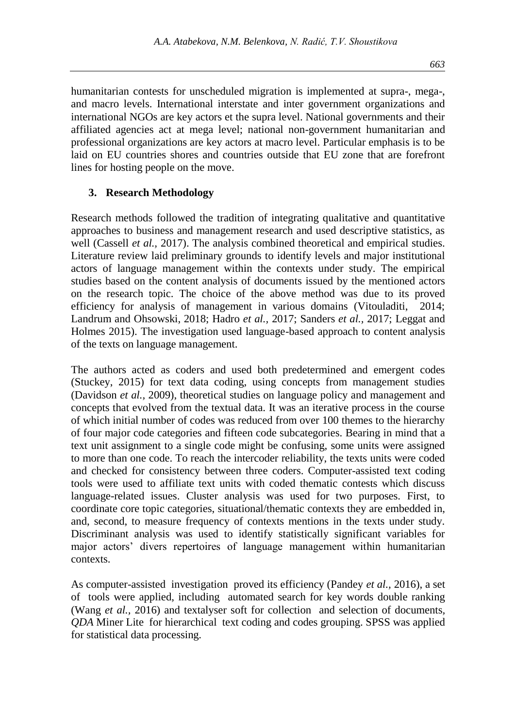humanitarian contests for unscheduled migration is implemented at supra-, mega-, and macro levels. International interstate and inter government organizations and international NGOs are key actors et the supra level. National governments and their affiliated agencies act at mega level; national non-government humanitarian and professional organizations are key actors at macro level. Particular emphasis is to be laid on EU countries shores and countries outside that EU zone that are forefront lines for hosting people on the move.

## 3. Research Methodology

Research methods followed the tradition of integrating qualitative and quantitative approaches to business and management research and used descriptive statistics, as well (Cassell *et al.*, 2017). The analysis combined theoretical and empirical studies. Literature review laid preliminary grounds to identify levels and major institutional actors of language management within the contexts under study. The empirical studies based on the content analysis of documents issued by the mentioned actors on the research topic. The choice of the above method was due to its proved efficiency for analysis of management in various domains (Vitouladiti, 2014; Landrum and Ohsowski, 2018; Hadro *et al.*, 2017; Sanders *et al.*, 2017; Leggat and Holmes 2015). The investigation used language-based approach to content analysis of the texts on language management.

The authors acted as coders and used both predetermined and emergent codes (Stuckey, 2015) for text data coding, using concepts from management studies (Davidson *et al.*, 2009), theoretical studies on language policy and management and concepts that evolved from the textual data. It was an iterative process in the course of which initial number of codes was reduced from over 100 themes to the hierarchy of four major code categories and fifteen code subcategories. Bearing in mind that a text unit assignment to a single code might be confusing, some units were assigned to more than one code. To reach the intercoder reliability, the texts units were coded and checked for consistency between three coders. Computer-assisted text coding tools were used to affiliate text units with coded thematic contests which discuss language-related issues. Cluster analysis was used for two purposes. First, to coordinate core topic categories, situational/thematic contexts they are embedded in, and, second, to measure frequency of contexts mentions in the texts under study. Discriminant analysis was used to identify statistically significant variables for major actors' divers repertoires of language management within humanitarian contexts.

As computer-assisted investigation proved its efficiency (Pandey *et al.*, 2016), a set of tools were applied, including automated search for key words double ranking (Wang *et al.*, 2016) and textalyser soft for collection and selection of documents, *QDA* Miner Lite for hierarchical text coding and codes grouping. SPSS was applied for statistical data processing.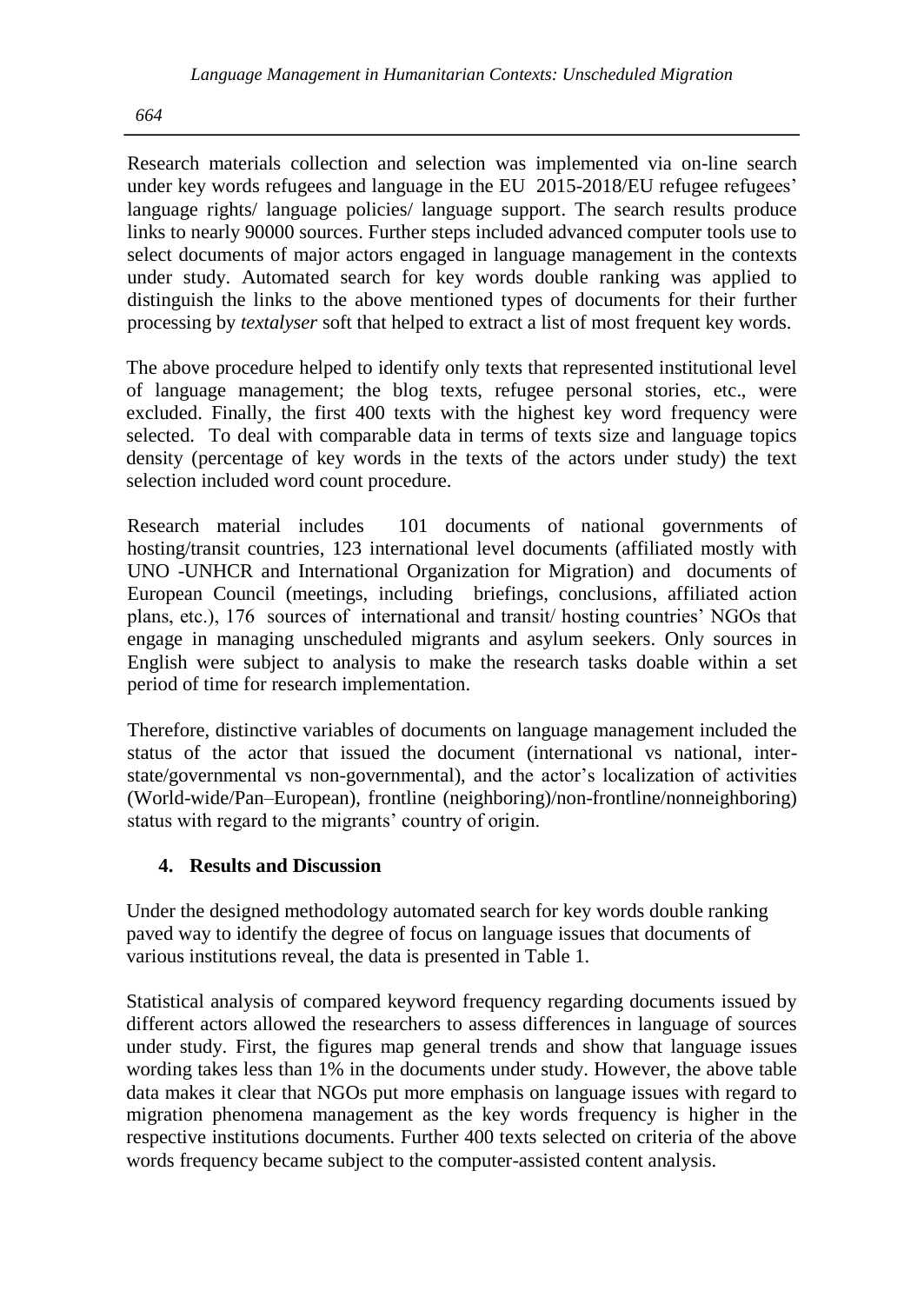Research materials collection and selection was implemented via on-line search under key words refugees and language in the EU 2015-2018/EU refugee refugees' language rights/ language policies/ language support. The search results produce links to nearly 90000 sources. Further steps included advanced computer tools use to select documents of major actors engaged in language management in the contexts under study. Automated search for key words double ranking was applied to distinguish the links to the above mentioned types of documents for their further processing by *textalyser* soft that helped to extract a list of most frequent key words.

The above procedure helped to identify only texts that represented institutional level of language management; the blog texts, refugee personal stories, etc., were excluded. Finally, the first 400 texts with the highest key word frequency were selected. To deal with comparable data in terms of texts size and language topics density (percentage of key words in the texts of the actors under study) the text selection included word count procedure.

Research material includes 101 documents of national governments of hosting/transit countries, 123 international level documents (affiliated mostly with UNO -UNHCR and International Organization for Migration) and documents of European Council (meetings, including briefings, conclusions, affiliated action plans, etc.), 176 sources of international and transit/ hosting countries' NGOs that engage in managing unscheduled migrants and asylum seekers. Only sources in English were subject to analysis to make the research tasks doable within a set period of time for research implementation.

Therefore, distinctive variables of documents on language management included the status of the actor that issued the document (international vs national, inter-state/governmental vs non-governmental), and the actor's localization of activities (World-wide/Pan–European), frontline (neighboring)/non-frontline/nonneighboring) status with regard to the migrants' country of origin.

## 4. Results and Discussion

Under the designed methodology automated search for key words double ranking paved way to identify the degree of focus on language issues that documents of various institutions reveal, the data is presented in Table 1.

Statistical analysis of compared keyword frequency regarding documents issued by different actors allowed the researchers to assess differences in language of sources under study. First, the figures map general trends and show that language issues wording takes less than 1% in the documents under study. However, the above table data makes it clear that NGOs put more emphasis on language issues with regard to migration phenomena management as the key words frequency is higher in the respective institutions documents. Further 400 texts selected on criteria of the above words frequency became subject to the computer-assisted content analysis.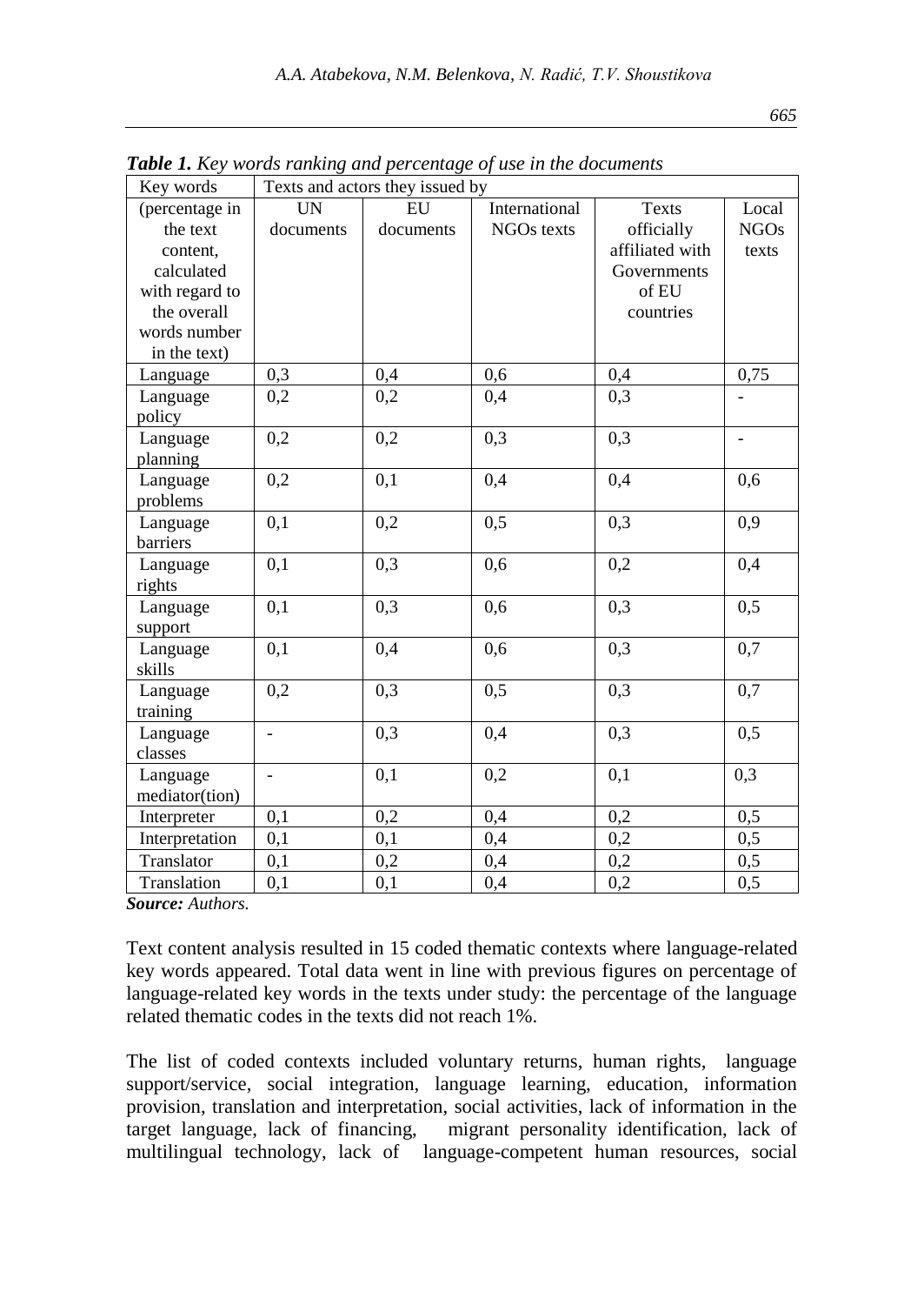***Table 1.*** *Key words ranking and percentage of use in the documents*

| Key words | Texts and actors they issued by | | | | |
|---|---|---|---|---|---|
| (percentage in the text content, calculated with regard to the overall words number in the text) | UN documents | EU documents | International NGOs texts | Texts officially affiliated with Governments of EU countries | Local NGOs texts |
| Language | 0,3 | 0,4 | 0,6 | 0,4 | 0,75 |
| Language policy | 0,2 | 0,2 | 0,4 | 0,3 | - |
| Language planning | 0,2 | 0,2 | 0,3 | 0,3 | - |
| Language problems | 0,2 | 0,1 | 0,4 | 0,4 | 0,6 |
| Language barriers | 0,1 | 0,2 | 0,5 | 0,3 | 0,9 |
| Language rights | 0,1 | 0,3 | 0,6 | 0,2 | 0,4 |
| Language support | 0,1 | 0,3 | 0,6 | 0,3 | 0,5 |
| Language skills | 0,1 | 0,4 | 0,6 | 0,3 | 0,7 |
| Language training | 0,2 | 0,3 | 0,5 | 0,3 | 0,7 |
| Language classes | - | 0,3 | 0,4 | 0,3 | 0,5 |
| Language mediator(tion) | - | 0,1 | 0,2 | 0,1 | 0,3 |
| Interpreter | 0,1 | 0,2 | 0,4 | 0,2 | 0,5 |
| Interpretation | 0,1 | 0,1 | 0,4 | 0,2 | 0,5 |
| Translator | 0,1 | 0,2 | 0,4 | 0,2 | 0,5 |
| Translation | 0,1 | 0,1 | 0,4 | 0,2 | 0,5 |

***Source:*** *Authors.*

Text content analysis resulted in 15 coded thematic contexts where language-related key words appeared. Total data went in line with previous figures on percentage of language-related key words in the texts under study: the percentage of the language related thematic codes in the texts did not reach 1%.

The list of coded contexts included voluntary returns, human rights, language support/service, social integration, language learning, education, information provision, translation and interpretation, social activities, lack of information in the target language, lack of financing, migrant personality identification, lack of multilingual technology, lack of language-competent human resources, social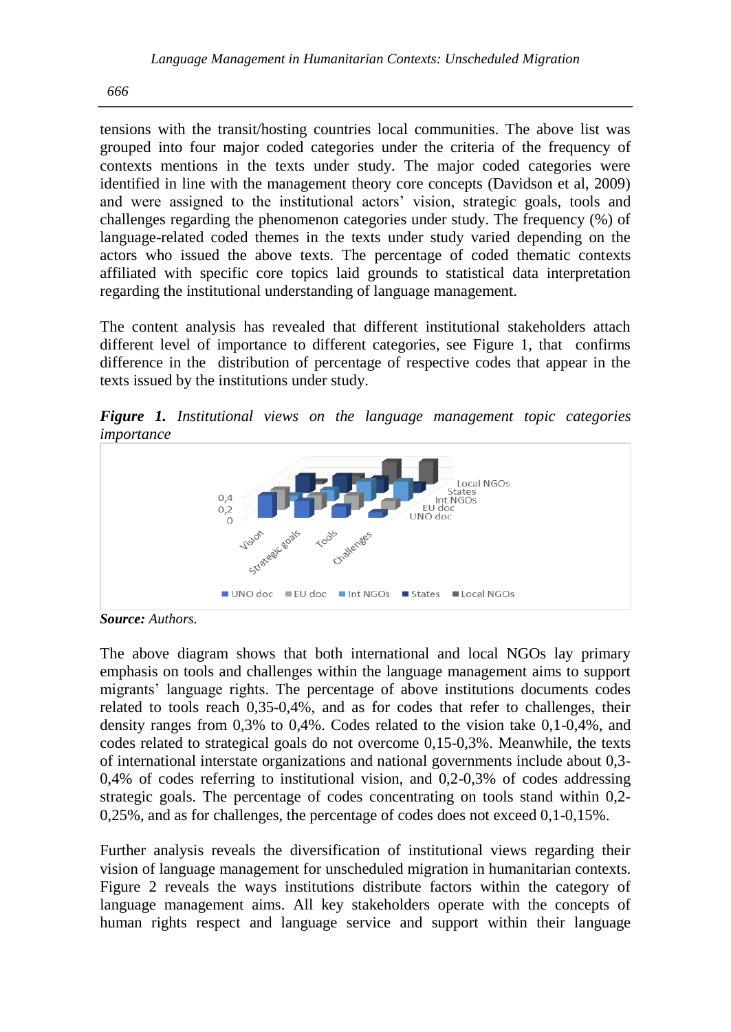tensions with the transit/hosting countries local communities. The above list was grouped into four major coded categories under the criteria of the frequency of contexts mentions in the texts under study. The major coded categories were identified in line with the management theory core concepts (Davidson et al, 2009) and were assigned to the institutional actors' vision, strategic goals, tools and challenges regarding the phenomenon categories under study. The frequency (%) of language-related coded themes in the texts under study varied depending on the actors who issued the above texts. The percentage of coded thematic contexts affiliated with specific core topics laid grounds to statistical data interpretation regarding the institutional understanding of language management.

The content analysis has revealed that different institutional stakeholders attach different level of importance to different categories, see Figure 1, that confirms difference in the distribution of percentage of respective codes that appear in the texts issued by the institutions under study.

***Figure 1.*** *Institutional views on the language management topic categories importance*

**Source:** *Authors.*

The above diagram shows that both international and local NGOs lay primary emphasis on tools and challenges within the language management aims to support migrants' language rights. The percentage of above institutions documents codes related to tools reach 0,35-0,4%, and as for codes that refer to challenges, their density ranges from 0,3% to 0,4%. Codes related to the vision take 0,1-0,4%, and codes related to strategical goals do not overcome 0,15-0,3%. Meanwhile, the texts of international interstate organizations and national governments include about 0,3-0,4% of codes referring to institutional vision, and 0,2-0,3% of codes addressing strategic goals. The percentage of codes concentrating on tools stand within 0,2-0,25%, and as for challenges, the percentage of codes does not exceed 0,1-0,15%.

Further analysis reveals the diversification of institutional views regarding their vision of language management for unscheduled migration in humanitarian contexts. Figure 2 reveals the ways institutions distribute factors within the category of language management aims. All key stakeholders operate with the concepts of human rights respect and language service and support within their language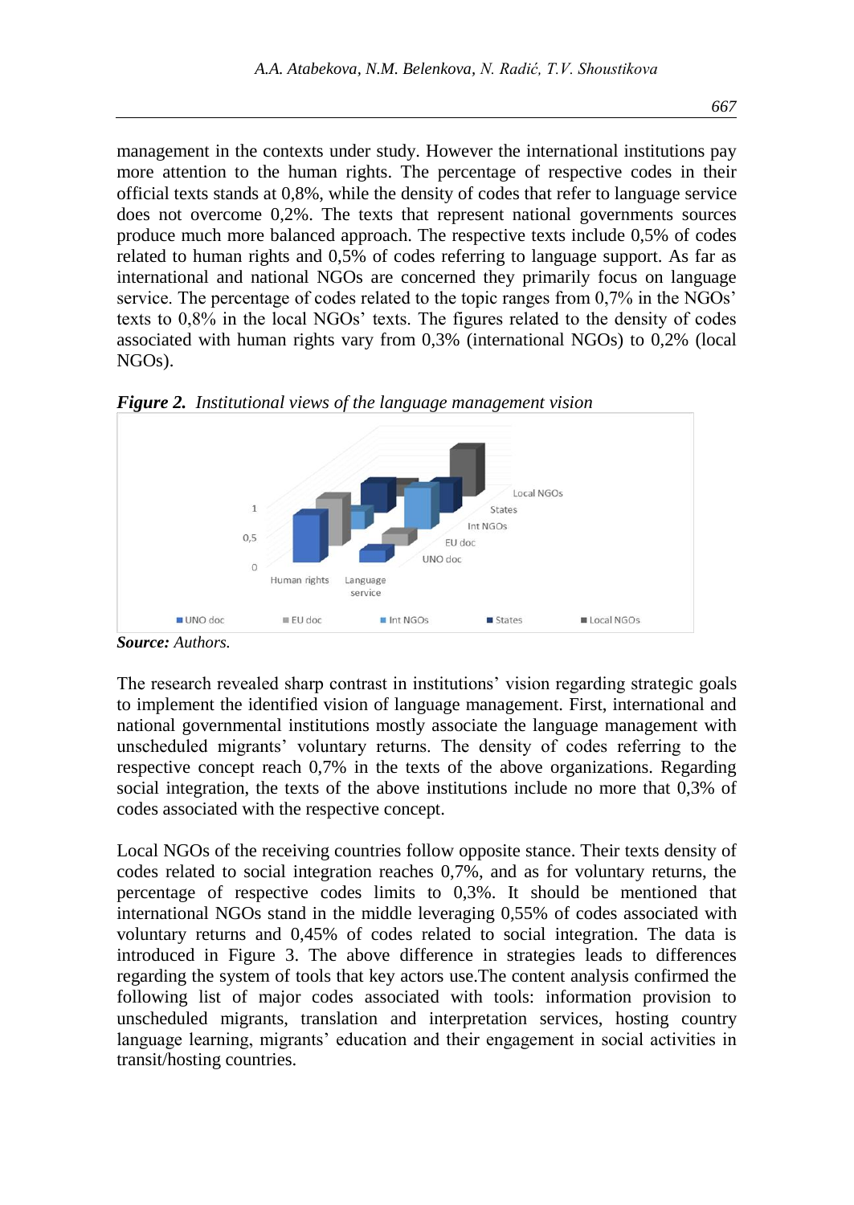management in the contexts under study. However the international institutions pay more attention to the human rights. The percentage of respective codes in their official texts stands at 0,8%, while the density of codes that refer to language service does not overcome 0,2%. The texts that represent national governments sources produce much more balanced approach. The respective texts include 0,5% of codes related to human rights and 0,5% of codes referring to language support. As far as international and national NGOs are concerned they primarily focus on language service. The percentage of codes related to the topic ranges from 0,7% in the NGOs' texts to 0,8% in the local NGOs' texts. The figures related to the density of codes associated with human rights vary from 0,3% (international NGOs) to 0,2% (local NGOs).

***Figure 2.*** *Institutional views of the language management vision*

***Source:*** *Authors.*

The research revealed sharp contrast in institutions' vision regarding strategic goals to implement the identified vision of language management. First, international and national governmental institutions mostly associate the language management with unscheduled migrants' voluntary returns. The density of codes referring to the respective concept reach 0,7% in the texts of the above organizations. Regarding social integration, the texts of the above institutions include no more that 0,3% of codes associated with the respective concept.

Local NGOs of the receiving countries follow opposite stance. Their texts density of codes related to social integration reaches 0,7%, and as for voluntary returns, the percentage of respective codes limits to 0,3%. It should be mentioned that international NGOs stand in the middle leveraging 0,55% of codes associated with voluntary returns and 0,45% of codes related to social integration. The data is introduced in Figure 3. The above difference in strategies leads to differences regarding the system of tools that key actors use.The content analysis confirmed the following list of major codes associated with tools: information provision to unscheduled migrants, translation and interpretation services, hosting country language learning, migrants' education and their engagement in social activities in transit/hosting countries.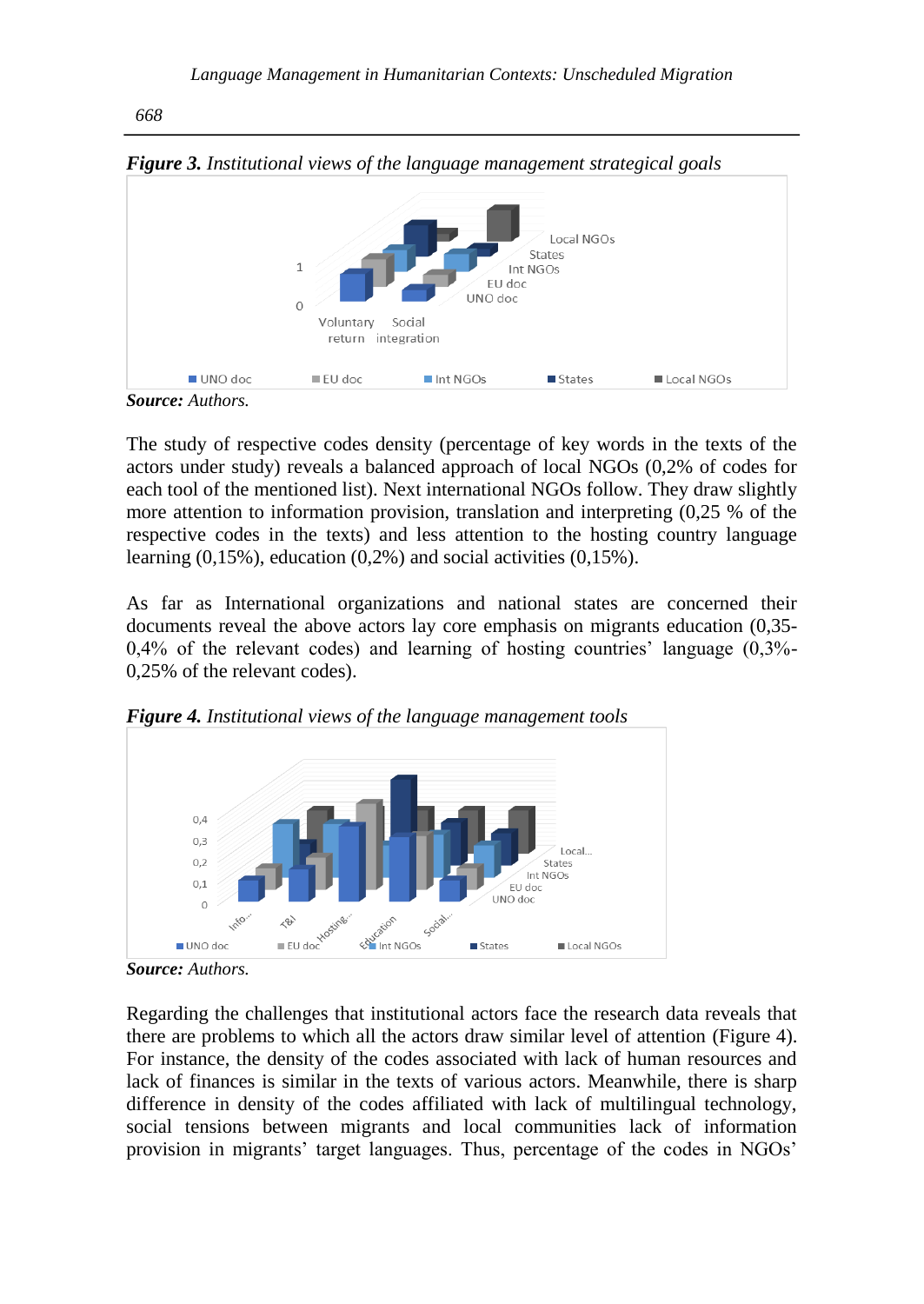***Figure 3.*** *Institutional views of the language management strategical goals*

***Source:*** *Authors.*

The study of respective codes density (percentage of key words in the texts of the actors under study) reveals a balanced approach of local NGOs (0,2% of codes for each tool of the mentioned list). Next international NGOs follow. They draw slightly more attention to information provision, translation and interpreting (0,25 % of the respective codes in the texts) and less attention to the hosting country language learning (0,15%), education (0,2%) and social activities (0,15%).

As far as International organizations and national states are concerned their documents reveal the above actors lay core emphasis on migrants education (0,35-0,4% of the relevant codes) and learning of hosting countries' language (0,3%-0,25% of the relevant codes).

***Figure 4.*** *Institutional views of the language management tools*

***Source:*** *Authors.*

Regarding the challenges that institutional actors face the research data reveals that there are problems to which all the actors draw similar level of attention (Figure 4). For instance, the density of the codes associated with lack of human resources and lack of finances is similar in the texts of various actors. Meanwhile, there is sharp difference in density of the codes affiliated with lack of multilingual technology, social tensions between migrants and local communities lack of information provision in migrants' target languages. Thus, percentage of the codes in NGOs'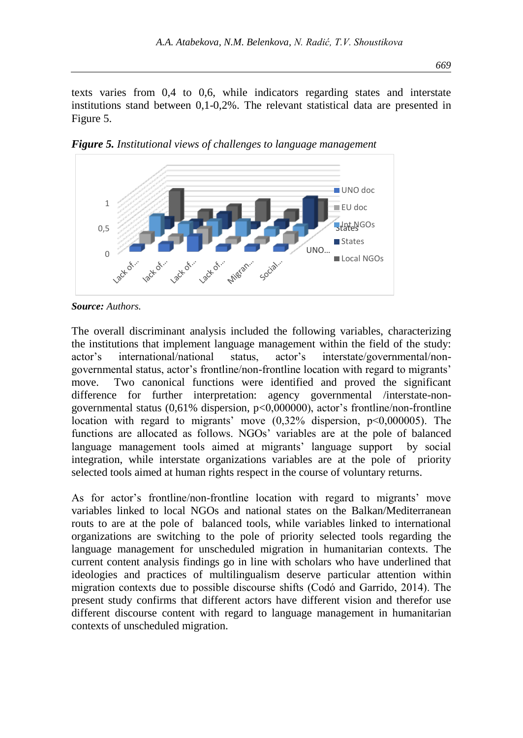texts varies from 0,4 to 0,6, while indicators regarding states and interstate institutions stand between 0,1-0,2%. The relevant statistical data are presented in Figure 5.

***Figure 5.*** *Institutional views of challenges to language management*

***Source:*** *Authors.*

The overall discriminant analysis included the following variables, characterizing the institutions that implement language management within the field of the study: actor's international/national status, actor's interstate/governmental/non-governmental status, actor's frontline/non-frontline location with regard to migrants' move. Two canonical functions were identified and proved the significant difference for further interpretation: agency governmental /interstate-non-governmental status (0,61% dispersion, $p<0,000000$), actor's frontline/non-frontline location with regard to migrants' move (0,32% dispersion, $p<0,000005$). The functions are allocated as follows. NGOs' variables are at the pole of balanced language management tools aimed at migrants' language support by social integration, while interstate organizations variables are at the pole of priority selected tools aimed at human rights respect in the course of voluntary returns.

As for actor's frontline/non-frontline location with regard to migrants' move variables linked to local NGOs and national states on the Balkan/Mediterranean routs to are at the pole of balanced tools, while variables linked to international organizations are switching to the pole of priority selected tools regarding the language management for unscheduled migration in humanitarian contexts. The current content analysis findings go in line with scholars who have underlined that ideologies and practices of multilingualism deserve particular attention within migration contexts due to possible discourse shifts (Codó and Garrido, 2014). The present study confirms that different actors have different vision and therefor use different discourse content with regard to language management in humanitarian contexts of unscheduled migration.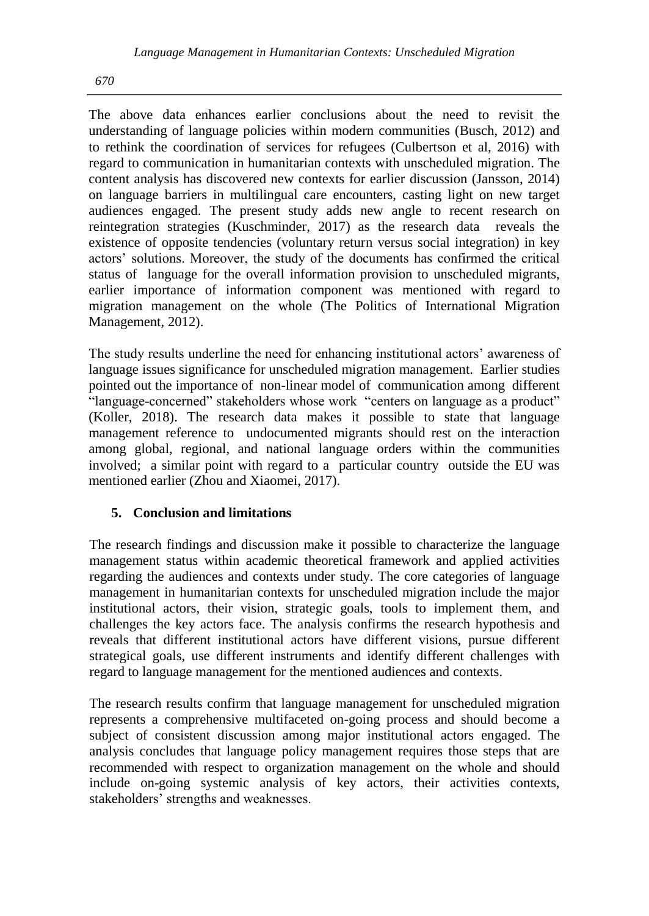The above data enhances earlier conclusions about the need to revisit the understanding of language policies within modern communities (Busch, 2012) and to rethink the coordination of services for refugees (Culbertson et al, 2016) with regard to communication in humanitarian contexts with unscheduled migration. The content analysis has discovered new contexts for earlier discussion (Jansson, 2014) on language barriers in multilingual care encounters, casting light on new target audiences engaged. The present study adds new angle to recent research on reintegration strategies (Kuschminder, 2017) as the research data reveals the existence of opposite tendencies (voluntary return versus social integration) in key actors' solutions. Moreover, the study of the documents has confirmed the critical status of language for the overall information provision to unscheduled migrants, earlier importance of information component was mentioned with regard to migration management on the whole (The Politics of International Migration Management, 2012).

The study results underline the need for enhancing institutional actors' awareness of language issues significance for unscheduled migration management. Earlier studies pointed out the importance of non-linear model of communication among different "language-concerned" stakeholders whose work "centers on language as a product" (Koller, 2018). The research data makes it possible to state that language management reference to undocumented migrants should rest on the interaction among global, regional, and national language orders within the communities involved; a similar point with regard to a particular country outside the EU was mentioned earlier (Zhou and Xiaomei, 2017).

## 5. Conclusion and limitations

The research findings and discussion make it possible to characterize the language management status within academic theoretical framework and applied activities regarding the audiences and contexts under study. The core categories of language management in humanitarian contexts for unscheduled migration include the major institutional actors, their vision, strategic goals, tools to implement them, and challenges the key actors face. The analysis confirms the research hypothesis and reveals that different institutional actors have different visions, pursue different strategical goals, use different instruments and identify different challenges with regard to language management for the mentioned audiences and contexts.

The research results confirm that language management for unscheduled migration represents a comprehensive multifaceted on-going process and should become a subject of consistent discussion among major institutional actors engaged. The analysis concludes that language policy management requires those steps that are recommended with respect to organization management on the whole and should include on-going systemic analysis of key actors, their activities contexts, stakeholders' strengths and weaknesses.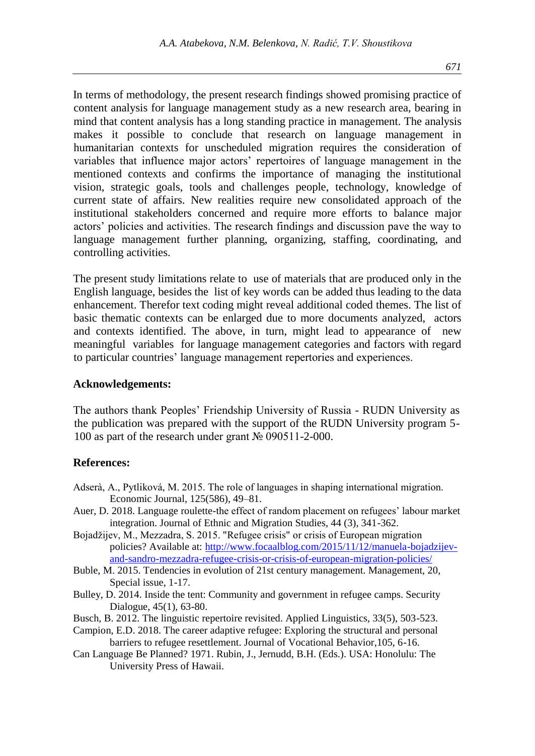In terms of methodology, the present research findings showed promising practice of content analysis for language management study as a new research area, bearing in mind that content analysis has a long standing practice in management. The analysis makes it possible to conclude that research on language management in humanitarian contexts for unscheduled migration requires the consideration of variables that influence major actors' repertoires of language management in the mentioned contexts and confirms the importance of managing the institutional vision, strategic goals, tools and challenges people, technology, knowledge of current state of affairs. New realities require new consolidated approach of the institutional stakeholders concerned and require more efforts to balance major actors' policies and activities. The research findings and discussion pave the way to language management further planning, organizing, staffing, coordinating, and controlling activities.

The present study limitations relate to use of materials that are produced only in the English language, besides the list of key words can be added thus leading to the data enhancement. Therefor text coding might reveal additional coded themes. The list of basic thematic contexts can be enlarged due to more documents analyzed, actors and contexts identified. The above, in turn, might lead to appearance of new meaningful variables for language management categories and factors with regard to particular countries' language management repertories and experiences.

**Acknowledgements:**

The authors thank Peoples' Friendship University of Russia - RUDN University as the publication was prepared with the support of the RUDN University program 5-100 as part of the research under grant № 090511-2-000.

**References:**

Adserà, A., Pytliková, M. 2015. The role of languages in shaping international migration. Economic Journal, 125(586), 49–81.

Auer, D. 2018. Language roulette-the effect of random placement on refugees' labour market integration. Journal of Ethnic and Migration Studies, 44 (3), 341-362.

Bojadžijev, M., Mezzadra, S. 2015. "Refugee crisis" or crisis of European migration policies? Available at: http://www.focaalblog.com/2015/11/12/manuela-bojadzijev-and-sandro-mezzadra-refugee-crisis-or-crisis-of-european-migration-policies/

Buble, M. 2015. Tendencies in evolution of 21st century management. Management, 20, Special issue, 1-17.

Bulley, D. 2014. Inside the tent: Community and government in refugee camps. Security Dialogue, 45(1), 63-80.

Busch, B. 2012. The linguistic repertoire revisited. Applied Linguistics, 33(5), 503-523.

Campion, E.D. 2018. The career adaptive refugee: Exploring the structural and personal barriers to refugee resettlement. Journal of Vocational Behavior,105, 6-16.

Can Language Be Planned? 1971. Rubin, J., Jernudd, B.H. (Eds.). USA: Honolulu: The University Press of Hawaii.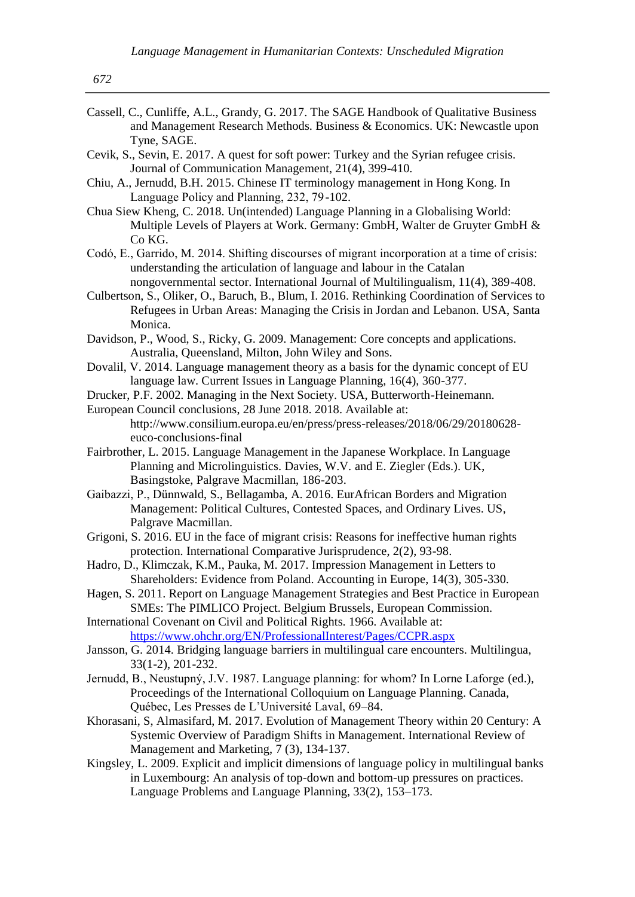Cassell, C., Cunliffe, A.L., Grandy, G. 2017. The SAGE Handbook of Qualitative Business and Management Research Methods. Business & Economics. UK: Newcastle upon Tyne, SAGE.

Cevik, S., Sevin, E. 2017. A quest for soft power: Turkey and the Syrian refugee crisis. Journal of Communication Management, 21(4), 399-410.

Chiu, A., Jernudd, B.H. 2015. Chinese IT terminology management in Hong Kong. In Language Policy and Planning, 232, 79-102.

Chua Siew Kheng, C. 2018. Un(intended) Language Planning in a Globalising World: Multiple Levels of Players at Work. Germany: GmbH, Walter de Gruyter GmbH & Co KG.

Codó, E., Garrido, M. 2014. Shifting discourses of migrant incorporation at a time of crisis: understanding the articulation of language and labour in the Catalan nongovernmental sector. International Journal of Multilingualism, 11(4), 389-408.

Culbertson, S., Oliker, O., Baruch, B., Blum, I. 2016. Rethinking Coordination of Services to Refugees in Urban Areas: Managing the Crisis in Jordan and Lebanon. USA, Santa Monica.

Davidson, P., Wood, S., Ricky, G. 2009. Management: Core concepts and applications. Australia, Queensland, Milton, John Wiley and Sons.

Dovalil, V. 2014. Language management theory as a basis for the dynamic concept of EU language law. Current Issues in Language Planning, 16(4), 360-377.

Drucker, P.F. 2002. Managing in the Next Society. USA, Butterworth-Heinemann.

European Council conclusions, 28 June 2018. 2018. Available at: http://www.consilium.europa.eu/en/press/press-releases/2018/06/29/20180628-euco-conclusions-final

Fairbrother, L. 2015. Language Management in the Japanese Workplace. In Language Planning and Microlinguistics. Davies, W.V. and E. Ziegler (Eds.). UK, Basingstoke, Palgrave Macmillan, 186-203.

Gaibazzi, P., Dünnwald, S., Bellagamba, A. 2016. EurAfrican Borders and Migration Management: Political Cultures, Contested Spaces, and Ordinary Lives. US, Palgrave Macmillan.

Grigoni, S. 2016. EU in the face of migrant crisis: Reasons for ineffective human rights protection. International Comparative Jurisprudence, 2(2), 93-98.

Hadro, D., Klimczak, K.M., Pauka, M. 2017. Impression Management in Letters to Shareholders: Evidence from Poland. Accounting in Europe, 14(3), 305-330.

Hagen, S. 2011. Report on Language Management Strategies and Best Practice in European SMEs: The PIMLICO Project. Belgium Brussels, European Commission.

International Covenant on Civil and Political Rights. 1966. Available at: https://www.ohchr.org/EN/ProfessionalInterest/Pages/CCPR.aspx

Jansson, G. 2014. Bridging language barriers in multilingual care encounters. Multilingua, 33(1-2), 201-232.

Jernudd, B., Neustupný, J.V. 1987. Language planning: for whom? In Lorne Laforge (ed.), Proceedings of the International Colloquium on Language Planning. Canada, Québec, Les Presses de L'Université Laval, 69–84.

Khorasani, S, Almasifard, M. 2017. Evolution of Management Theory within 20 Century: A Systemic Overview of Paradigm Shifts in Management. International Review of Management and Marketing, 7 (3), 134-137.

Kingsley, L. 2009. Explicit and implicit dimensions of language policy in multilingual banks in Luxembourg: An analysis of top-down and bottom-up pressures on practices. Language Problems and Language Planning, 33(2), 153–173.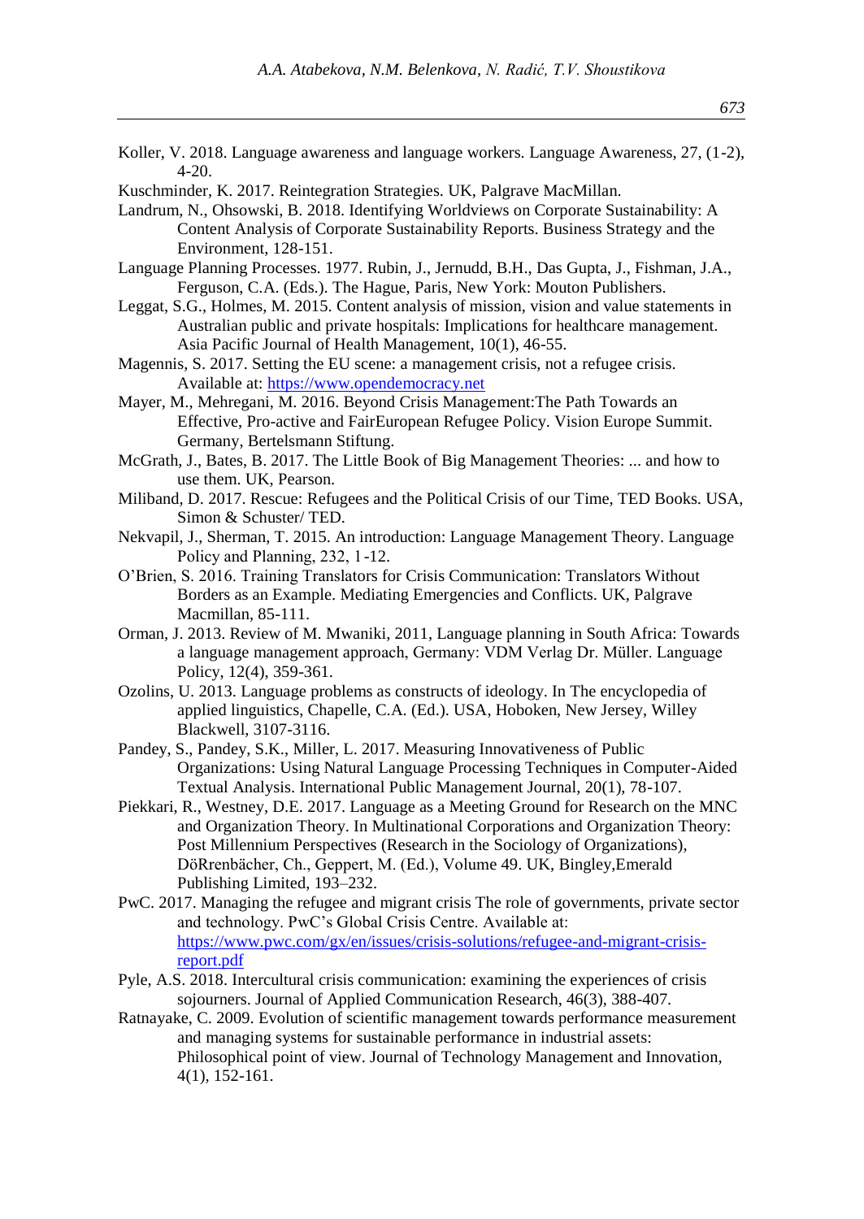Koller, V. 2018. Language awareness and language workers. Language Awareness, 27, (1-2), 4-20.

Kuschminder, K. 2017. Reintegration Strategies. UK, Palgrave MacMillan.

Landrum, N., Ohsowski, B. 2018. Identifying Worldviews on Corporate Sustainability: A Content Analysis of Corporate Sustainability Reports. Business Strategy and the Environment, 128-151.

Language Planning Processes. 1977. Rubin, J., Jernudd, B.H., Das Gupta, J., Fishman, J.A., Ferguson, C.A. (Eds.). The Hague, Paris, New York: Mouton Publishers.

Leggat, S.G., Holmes, M. 2015. Content analysis of mission, vision and value statements in Australian public and private hospitals: Implications for healthcare management. Asia Pacific Journal of Health Management, 10(1), 46-55.

Magennis, S. 2017. Setting the EU scene: a management crisis, not a refugee crisis. Available at: https://www.opendemocracy.net

Mayer, M., Mehregani, M. 2016. Beyond Crisis Management:The Path Towards an Effective, Pro-active and FairEuropean Refugee Policy. Vision Europe Summit. Germany, Bertelsmann Stiftung.

McGrath, J., Bates, B. 2017. The Little Book of Big Management Theories: ... and how to use them. UK, Pearson.

Miliband, D. 2017. Rescue: Refugees and the Political Crisis of our Time, TED Books. USA, Simon & Schuster/ TED.

Nekvapil, J., Sherman, T. 2015. An introduction: Language Management Theory. Language Policy and Planning, 232, 1-12.

O'Brien, S. 2016. Training Translators for Crisis Communication: Translators Without Borders as an Example. Mediating Emergencies and Conflicts. UK, Palgrave Macmillan, 85-111.

Orman, J. 2013. Review of M. Mwaniki, 2011, Language planning in South Africa: Towards a language management approach, Germany: VDM Verlag Dr. Müller. Language Policy, 12(4), 359-361.

Ozolins, U. 2013. Language problems as constructs of ideology. In The encyclopedia of applied linguistics, Chapelle, C.A. (Ed.). USA, Hoboken, New Jersey, Willey Blackwell, 3107-3116.

Pandey, S., Pandey, S.K., Miller, L. 2017. Measuring Innovativeness of Public Organizations: Using Natural Language Processing Techniques in Computer-Aided Textual Analysis. International Public Management Journal, 20(1), 78-107.

Piekkari, R., Westney, D.E. 2017. Language as a Meeting Ground for Research on the MNC and Organization Theory. In Multinational Corporations and Organization Theory: Post Millennium Perspectives (Research in the Sociology of Organizations), DöRrenbächer, Ch., Geppert, M. (Ed.), Volume 49. UK, Bingley,Emerald Publishing Limited, 193–232.

PwC. 2017. Managing the refugee and migrant crisis The role of governments, private sector and technology. PwC's Global Crisis Centre. Available at: https://www.pwc.com/gx/en/issues/crisis-solutions/refugee-and-migrant-crisis-report.pdf

Pyle, A.S. 2018. Intercultural crisis communication: examining the experiences of crisis sojourners. Journal of Applied Communication Research, 46(3), 388-407.

Ratnayake, C. 2009. Evolution of scientific management towards performance measurement and managing systems for sustainable performance in industrial assets: Philosophical point of view. Journal of Technology Management and Innovation, 4(1), 152-161.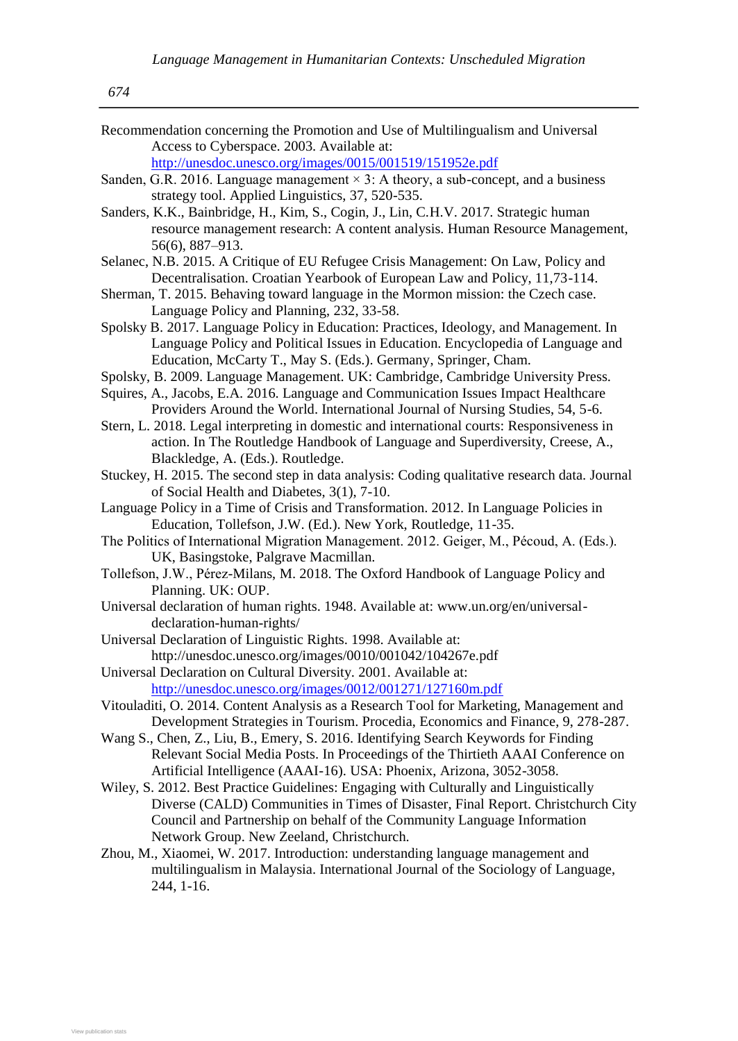Recommendation concerning the Promotion and Use of Multilingualism and Universal Access to Cyberspace. 2003. Available at: http://unesdoc.unesco.org/images/0015/001519/151952e.pdf

Sanden, G.R. 2016. Language management × 3: A theory, a sub-concept, and a business strategy tool. Applied Linguistics, 37, 520-535.

Sanders, K.K., Bainbridge, H., Kim, S., Cogin, J., Lin, C.H.V. 2017. Strategic human resource management research: A content analysis. Human Resource Management, 56(6), 887–913.

Selanec, N.B. 2015. A Critique of EU Refugee Crisis Management: On Law, Policy and Decentralisation. Croatian Yearbook of European Law and Policy, 11,73-114.

Sherman, T. 2015. Behaving toward language in the Mormon mission: the Czech case. Language Policy and Planning, 232, 33-58.

Spolsky B. 2017. Language Policy in Education: Practices, Ideology, and Management. In Language Policy and Political Issues in Education. Encyclopedia of Language and Education, McCarty T., May S. (Eds.). Germany, Springer, Cham.

Spolsky, B. 2009. Language Management. UK: Cambridge, Cambridge University Press.

Squires, A., Jacobs, E.A. 2016. Language and Communication Issues Impact Healthcare Providers Around the World. International Journal of Nursing Studies, 54, 5-6.

Stern, L. 2018. Legal interpreting in domestic and international courts: Responsiveness in action. In The Routledge Handbook of Language and Superdiversity, Creese, A., Blackledge, A. (Eds.). Routledge.

Stuckey, H. 2015. The second step in data analysis: Coding qualitative research data. Journal of Social Health and Diabetes, 3(1), 7-10.

Language Policy in a Time of Crisis and Transformation. 2012. In Language Policies in Education, Tollefson, J.W. (Ed.). New York, Routledge, 11-35.

The Politics of International Migration Management. 2012. Geiger, M., Pécoud, A. (Eds.). UK, Basingstoke, Palgrave Macmillan.

Tollefson, J.W., Pérez-Milans, M. 2018. The Oxford Handbook of Language Policy and Planning. UK: OUP.

Universal declaration of human rights. 1948. Available at: www.un.org/en/universal-declaration-human-rights/

Universal Declaration of Linguistic Rights. 1998. Available at: http://unesdoc.unesco.org/images/0010/001042/104267e.pdf

Universal Declaration on Cultural Diversity. 2001. Available at: http://unesdoc.unesco.org/images/0012/001271/127160m.pdf

Vitouladiti, O. 2014. Content Analysis as a Research Tool for Marketing, Management and Development Strategies in Tourism. Procedia, Economics and Finance, 9, 278-287.

Wang S., Chen, Z., Liu, B., Emery, S. 2016. Identifying Search Keywords for Finding Relevant Social Media Posts. In Proceedings of the Thirtieth AAAI Conference on Artificial Intelligence (AAAI-16). USA: Phoenix, Arizona, 3052-3058.

Wiley, S. 2012. Best Practice Guidelines: Engaging with Culturally and Linguistically Diverse (CALD) Communities in Times of Disaster, Final Report. Christchurch City Council and Partnership on behalf of the Community Language Information Network Group. New Zeeland, Christchurch.

Zhou, M., Xiaomei, W. 2017. Introduction: understanding language management and multilingualism in Malaysia. International Journal of the Sociology of Language, 244, 1-16.